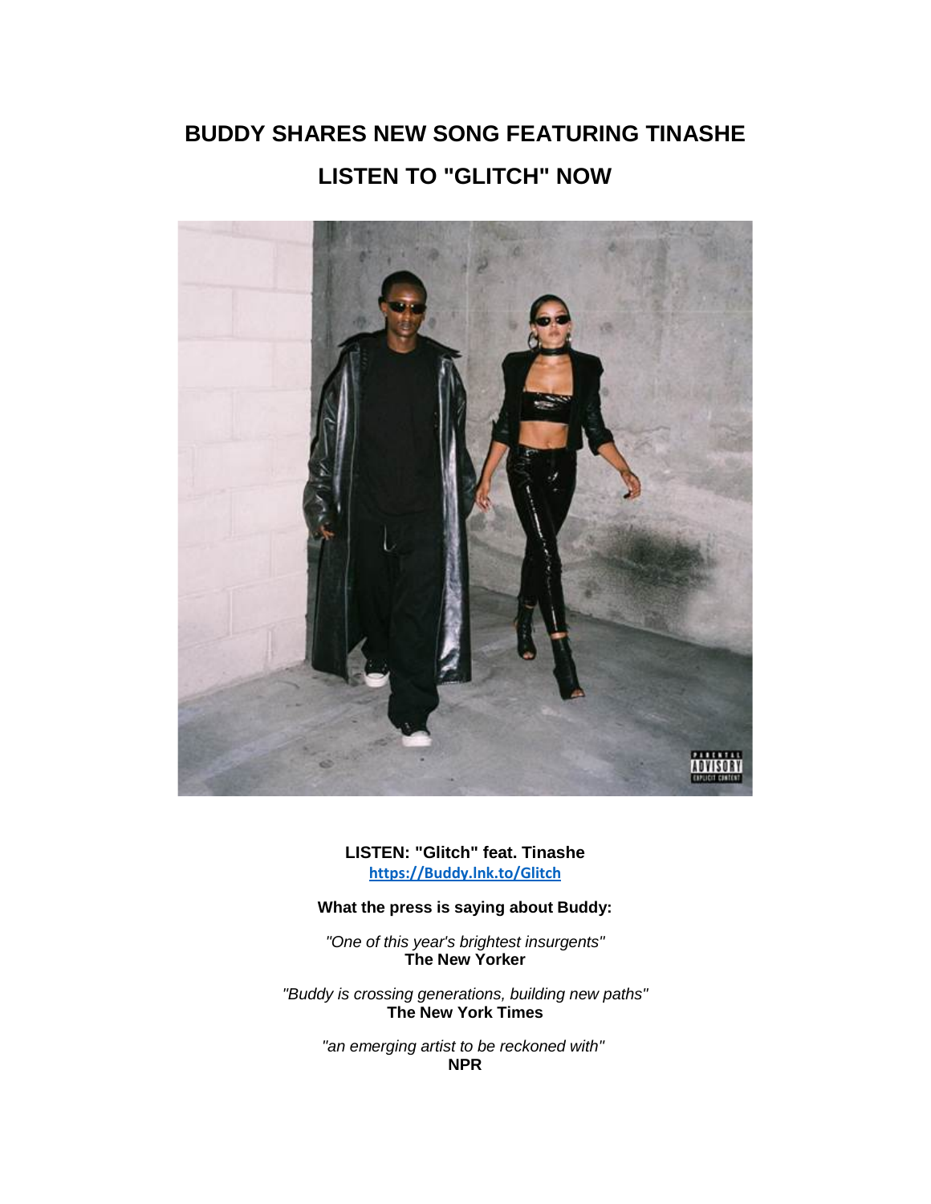# BUDDY SHARES NEW SONG FEATURING TINASHE

# LISTEN TO "GLITCH" NOW

**LISTEN: "Glitch" feat. Tinashe**
[https://Buddy.lnk.to/Glitch](https://Buddy.lnk.to/Glitch)

**What the press is saying about Buddy:**

*"One of this year's brightest insurgents"*
**The New Yorker**

*"Buddy is crossing generations, building new paths"*
**The New York Times**

*"an emerging artist to be reckoned with"*
**NPR**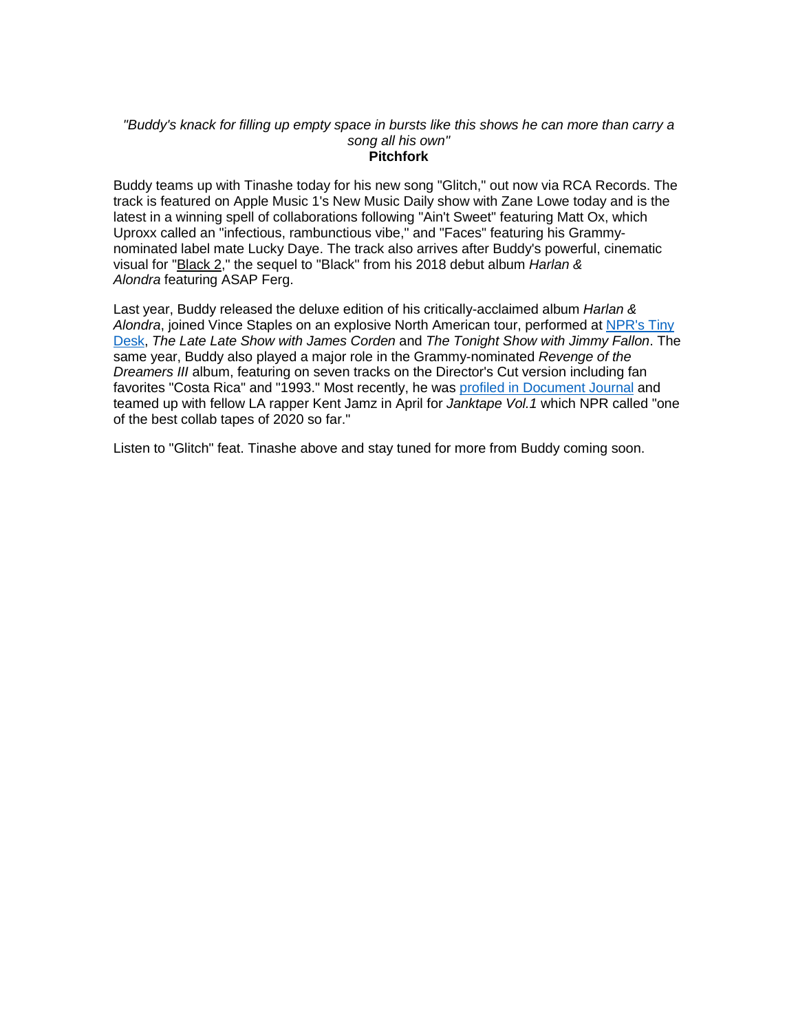*"Buddy's knack for filling up empty space in bursts like this shows he can more than carry a song all his own"*
**Pitchfork**

Buddy teams up with Tinashe today for his new song "Glitch," out now via RCA Records. The track is featured on Apple Music 1's New Music Daily show with Zane Lowe today and is the latest in a winning spell of collaborations following "Ain't Sweet" featuring Matt Ox, which Uproxx called an "infectious, rambunctious vibe," and "Faces" featuring his Grammy-nominated label mate Lucky Daye. The track also arrives after Buddy's powerful, cinematic visual for "Black 2," the sequel to "Black" from his 2018 debut album *Harlan & Alondra* featuring ASAP Ferg.

Last year, Buddy released the deluxe edition of his critically-acclaimed album *Harlan & Alondra*, joined Vince Staples on an explosive North American tour, performed at NPR's Tiny Desk, *The Late Late Show with James Corden* and *The Tonight Show with Jimmy Fallon*. The same year, Buddy also played a major role in the Grammy-nominated *Revenge of the Dreamers III* album, featuring on seven tracks on the Director's Cut version including fan favorites "Costa Rica" and "1993." Most recently, he was profiled in Document Journal and teamed up with fellow LA rapper Kent Jamz in April for *Janktape Vol.1* which NPR called "one of the best collab tapes of 2020 so far."

Listen to "Glitch" feat. Tinashe above and stay tuned for more from Buddy coming soon.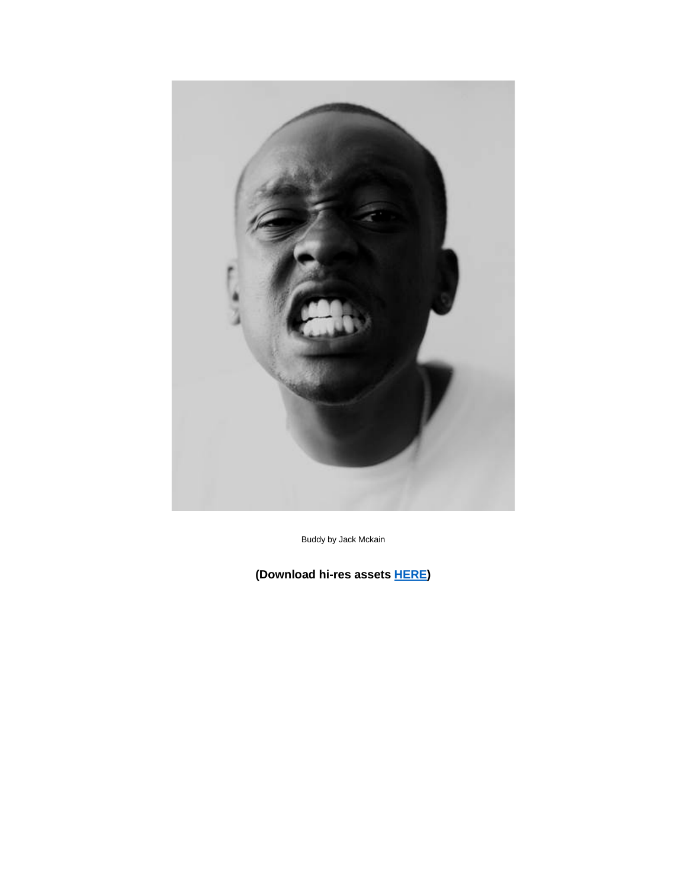Buddy by Jack Mckain

**(Download hi-res assets HERE)**